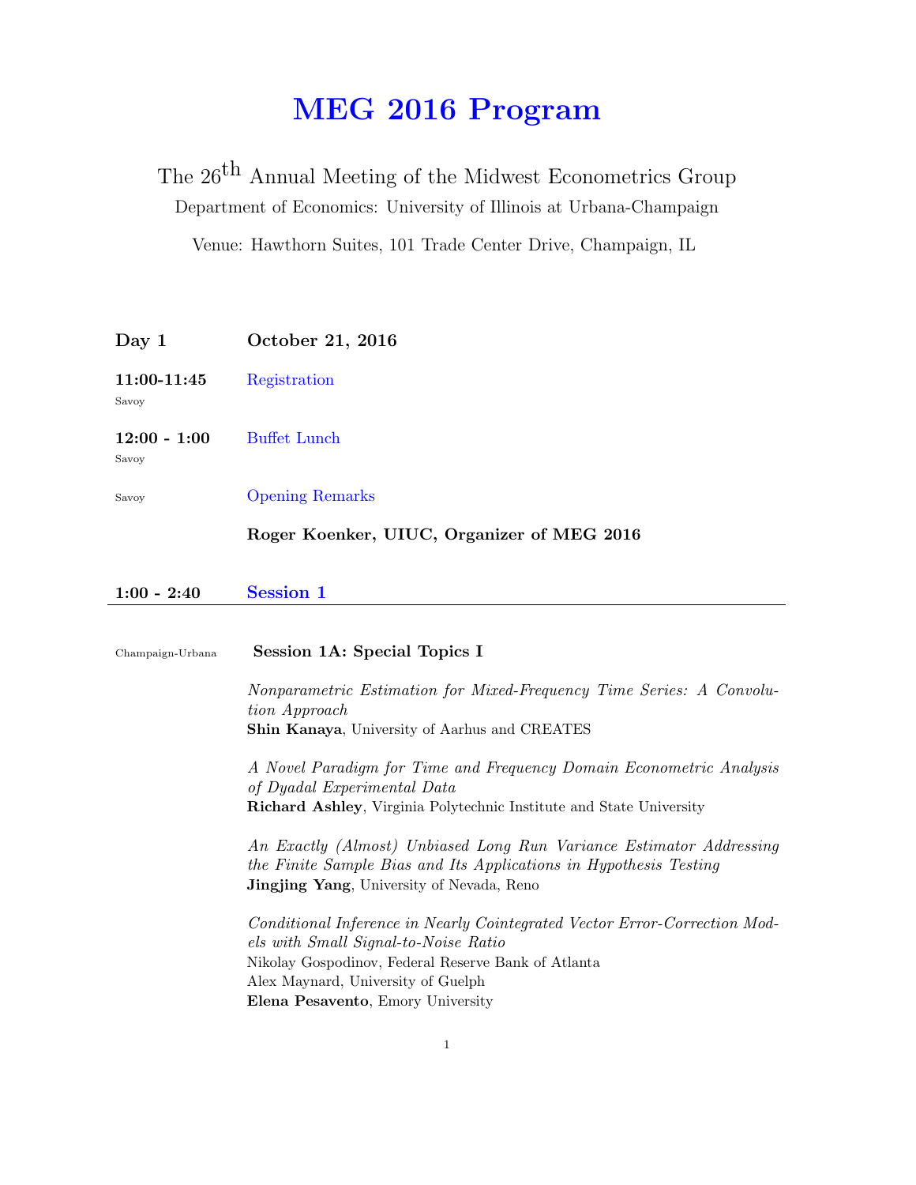# MEG 2016 Program

The 26th Annual Meeting of the Midwest Econometrics Group

Department of Economics: University of Illinois at Urbana-Champaign

Venue: Hawthorn Suites, 101 Trade Center Drive, Champaign, IL

**Day 1** **October 21, 2016**

**11:00-11:45** Registration
Savoy

**12:00 - 1:00** Buffet Lunch
Savoy

Savoy Opening Remarks

**Roger Koenker, UIUC, Organizer of MEG 2016**

## 1:00 - 2:40 Session 1

Champaign-Urbana

### Session 1A: Special Topics I

*Nonparametric Estimation for Mixed-Frequency Time Series: A Convolution Approach*
**Shin Kanaya**, University of Aarhus and CREATES

*A Novel Paradigm for Time and Frequency Domain Econometric Analysis of Dyadal Experimental Data*
**Richard Ashley**, Virginia Polytechnic Institute and State University

*An Exactly (Almost) Unbiased Long Run Variance Estimator Addressing the Finite Sample Bias and Its Applications in Hypothesis Testing*
**Jingjing Yang**, University of Nevada, Reno

*Conditional Inference in Nearly Cointegrated Vector Error-Correction Models with Small Signal-to-Noise Ratio*
Nikolay Gospodinov, Federal Reserve Bank of Atlanta
Alex Maynard, University of Guelph
**Elena Pesavento**, Emory University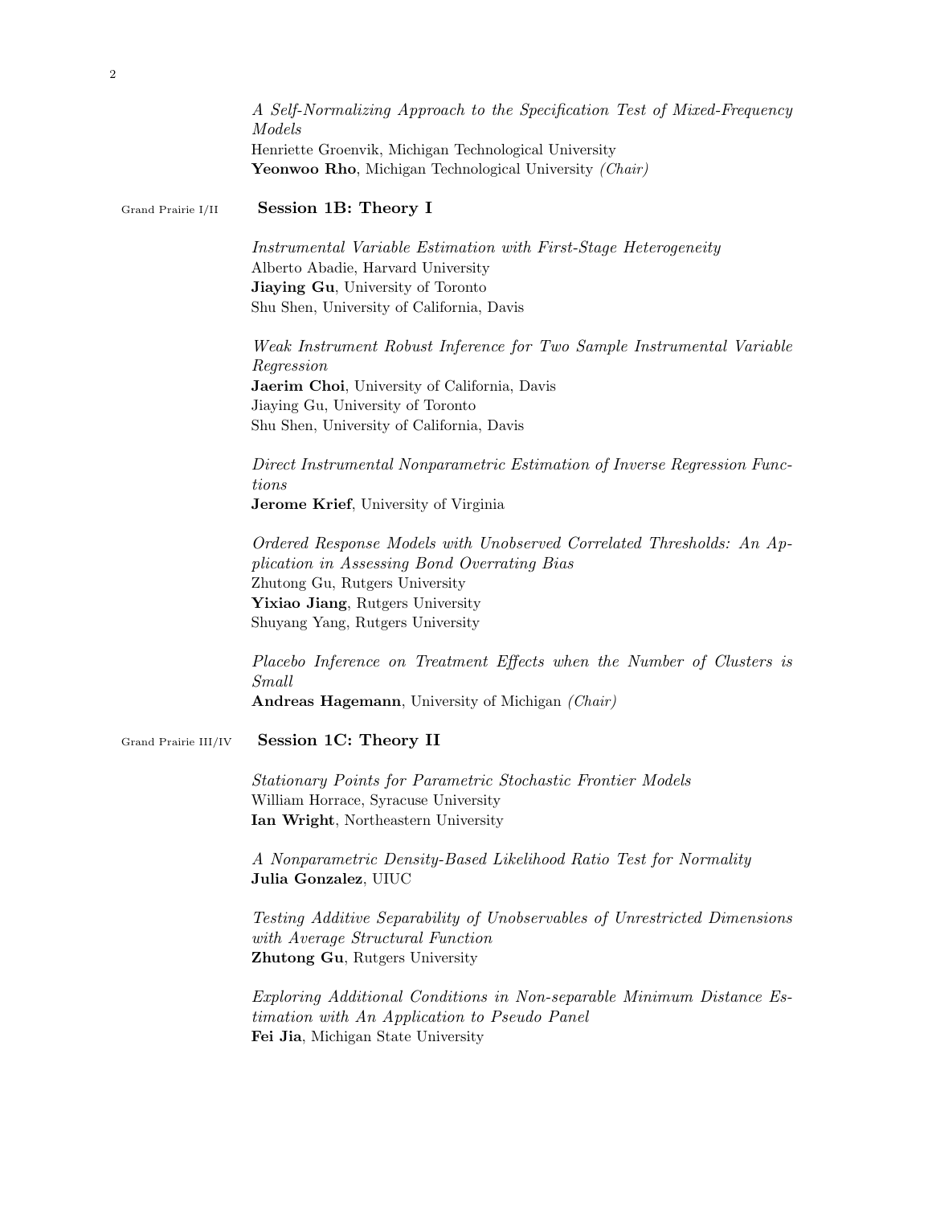*A Self-Normalizing Approach to the Specification Test of Mixed-Frequency Models*
Henriette Groenvik, Michigan Technological University
**Yeonwoo Rho**, Michigan Technological University *(Chair)*

Grand Prairie I/II

## Session 1B: Theory I

*Instrumental Variable Estimation with First-Stage Heterogeneity*
Alberto Abadie, Harvard University
**Jiaying Gu**, University of Toronto
Shu Shen, University of California, Davis

*Weak Instrument Robust Inference for Two Sample Instrumental Variable Regression*
**Jaerim Choi**, University of California, Davis
Jiaying Gu, University of Toronto
Shu Shen, University of California, Davis

*Direct Instrumental Nonparametric Estimation of Inverse Regression Functions*
**Jerome Krief**, University of Virginia

*Ordered Response Models with Unobserved Correlated Thresholds: An Application in Assessing Bond Overrating Bias*
Zhutong Gu, Rutgers University
**Yixiao Jiang**, Rutgers University
Shuyang Yang, Rutgers University

*Placebo Inference on Treatment Effects when the Number of Clusters is Small*
**Andreas Hagemann**, University of Michigan *(Chair)*

Grand Prairie III/IV

## Session 1C: Theory II

*Stationary Points for Parametric Stochastic Frontier Models*
William Horrace, Syracuse University
**Ian Wright**, Northeastern University

*A Nonparametric Density-Based Likelihood Ratio Test for Normality*
**Julia Gonzalez**, UIUC

*Testing Additive Separability of Unobservables of Unrestricted Dimensions with Average Structural Function*
**Zhutong Gu**, Rutgers University

*Exploring Additional Conditions in Non-separable Minimum Distance Estimation with An Application to Pseudo Panel*
**Fei Jia**, Michigan State University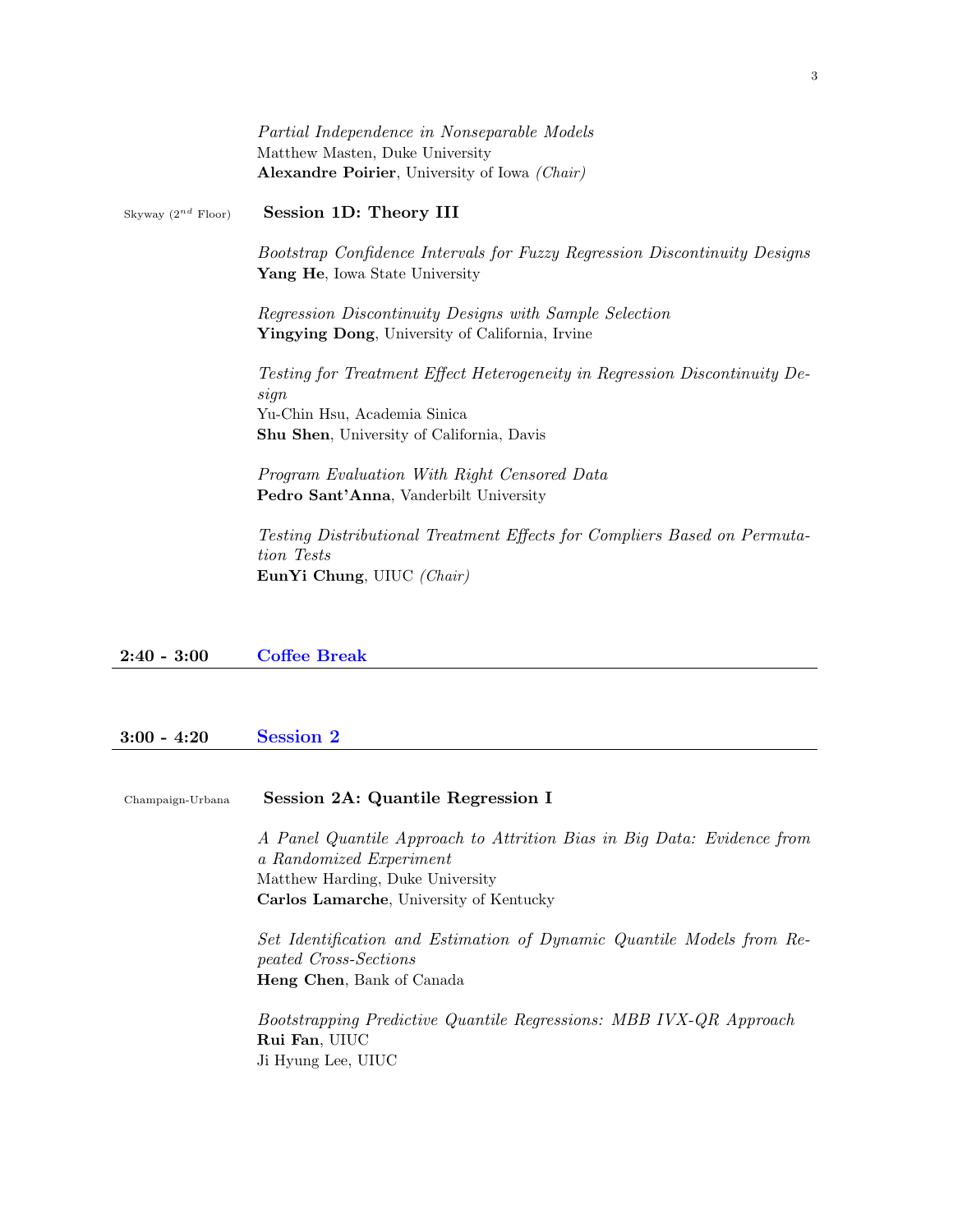*Partial Independence in Nonseparable Models*
Matthew Masten, Duke University
**Alexandre Poirier**, University of Iowa *(Chair)*

Skyway ($2^{nd}$ Floor) **Session 1D: Theory III**

*Bootstrap Confidence Intervals for Fuzzy Regression Discontinuity Designs*
**Yang He**, Iowa State University

*Regression Discontinuity Designs with Sample Selection*
**Yingying Dong**, University of California, Irvine

*Testing for Treatment Effect Heterogeneity in Regression Discontinuity Design*
Yu-Chin Hsu, Academia Sinica
**Shu Shen**, University of California, Davis

*Program Evaluation With Right Censored Data*
**Pedro Sant'Anna**, Vanderbilt University

*Testing Distributional Treatment Effects for Compliers Based on Permutation Tests*
**EunYi Chung**, UIUC *(Chair)*

**2:40 - 3:00** **Coffee Break**

---

**3:00 - 4:20** **Session 2**

---

Champaign-Urbana **Session 2A: Quantile Regression I**

*A Panel Quantile Approach to Attrition Bias in Big Data: Evidence from a Randomized Experiment*
Matthew Harding, Duke University
**Carlos Lamarche**, University of Kentucky

*Set Identification and Estimation of Dynamic Quantile Models from Repeated Cross-Sections*
**Heng Chen**, Bank of Canada

*Bootstrapping Predictive Quantile Regressions: MBB IVX-QR Approach*
**Rui Fan**, UIUC
Ji Hyung Lee, UIUC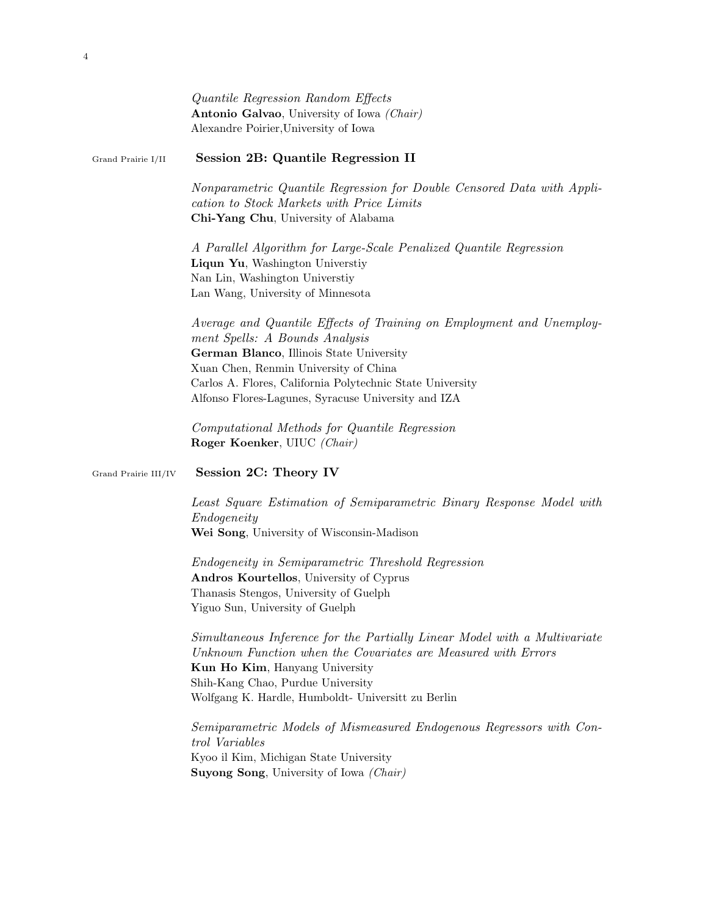*Quantile Regression Random Effects*
**Antonio Galvao**, University of Iowa *(Chair)*
Alexandre Poirier,University of Iowa

Grand Prairie I/II

### Session 2B: Quantile Regression II

*Nonparametric Quantile Regression for Double Censored Data with Application to Stock Markets with Price Limits*
**Chi-Yang Chu**, University of Alabama

*A Parallel Algorithm for Large-Scale Penalized Quantile Regression*
**Liqun Yu**, Washington Universtiy
Nan Lin, Washington Universtiy
Lan Wang, University of Minnesota

*Average and Quantile Effects of Training on Employment and Unemployment Spells: A Bounds Analysis*
**German Blanco**, Illinois State University
Xuan Chen, Renmin University of China
Carlos A. Flores, California Polytechnic State University
Alfonso Flores-Lagunes, Syracuse University and IZA

*Computational Methods for Quantile Regression*
**Roger Koenker**, UIUC *(Chair)*

Grand Prairie III/IV

### Session 2C: Theory IV

*Least Square Estimation of Semiparametric Binary Response Model with Endogeneity*
**Wei Song**, University of Wisconsin-Madison

*Endogeneity in Semiparametric Threshold Regression*
**Andros Kourtellos**, University of Cyprus
Thanasis Stengos, University of Guelph
Yiguo Sun, University of Guelph

*Simultaneous Inference for the Partially Linear Model with a Multivariate Unknown Function when the Covariates are Measured with Errors*
**Kun Ho Kim**, Hanyang University
Shih-Kang Chao, Purdue University
Wolfgang K. Hardle, Humboldt- Universitt zu Berlin

*Semiparametric Models of Mismeasured Endogenous Regressors with Control Variables*
Kyoo il Kim, Michigan State University
**Suyong Song**, University of Iowa *(Chair)*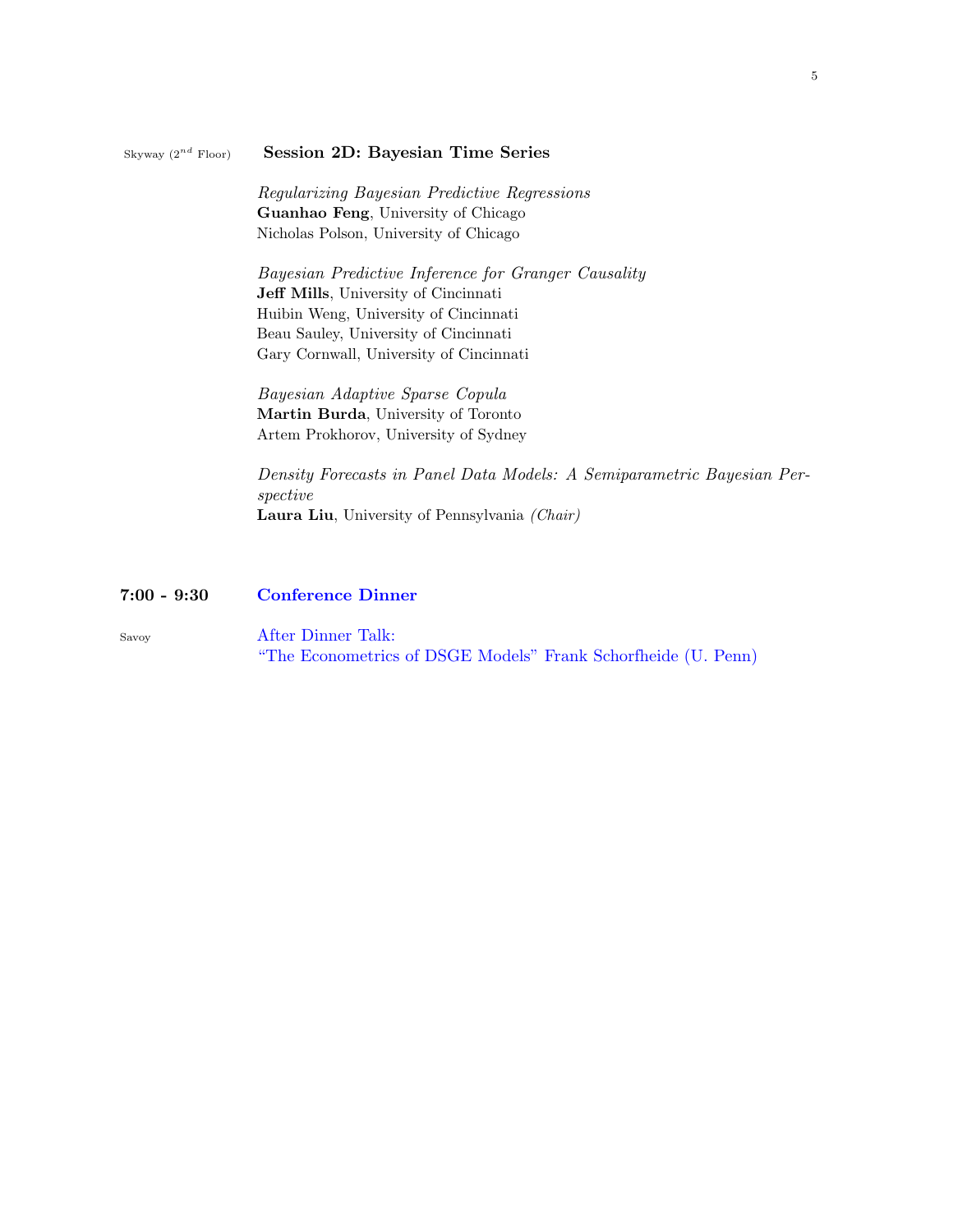Skyway ($2^{nd}$ Floor)

**Session 2D: Bayesian Time Series**

*Regularizing Bayesian Predictive Regressions*
**Guanhao Feng**, University of Chicago
Nicholas Polson, University of Chicago

*Bayesian Predictive Inference for Granger Causality*
**Jeff Mills**, University of Cincinnati
Huibin Weng, University of Cincinnati
Beau Sauley, University of Cincinnati
Gary Cornwall, University of Cincinnati

*Bayesian Adaptive Sparse Copula*
**Martin Burda**, University of Toronto
Artem Prokhorov, University of Sydney

*Density Forecasts in Panel Data Models: A Semiparametric Bayesian Perspective*
**Laura Liu**, University of Pennsylvania *(Chair)*

**7:00 - 9:30** **Conference Dinner**

Savoy

After Dinner Talk:
"The Econometrics of DSGE Models" Frank Schorfheide (U. Penn)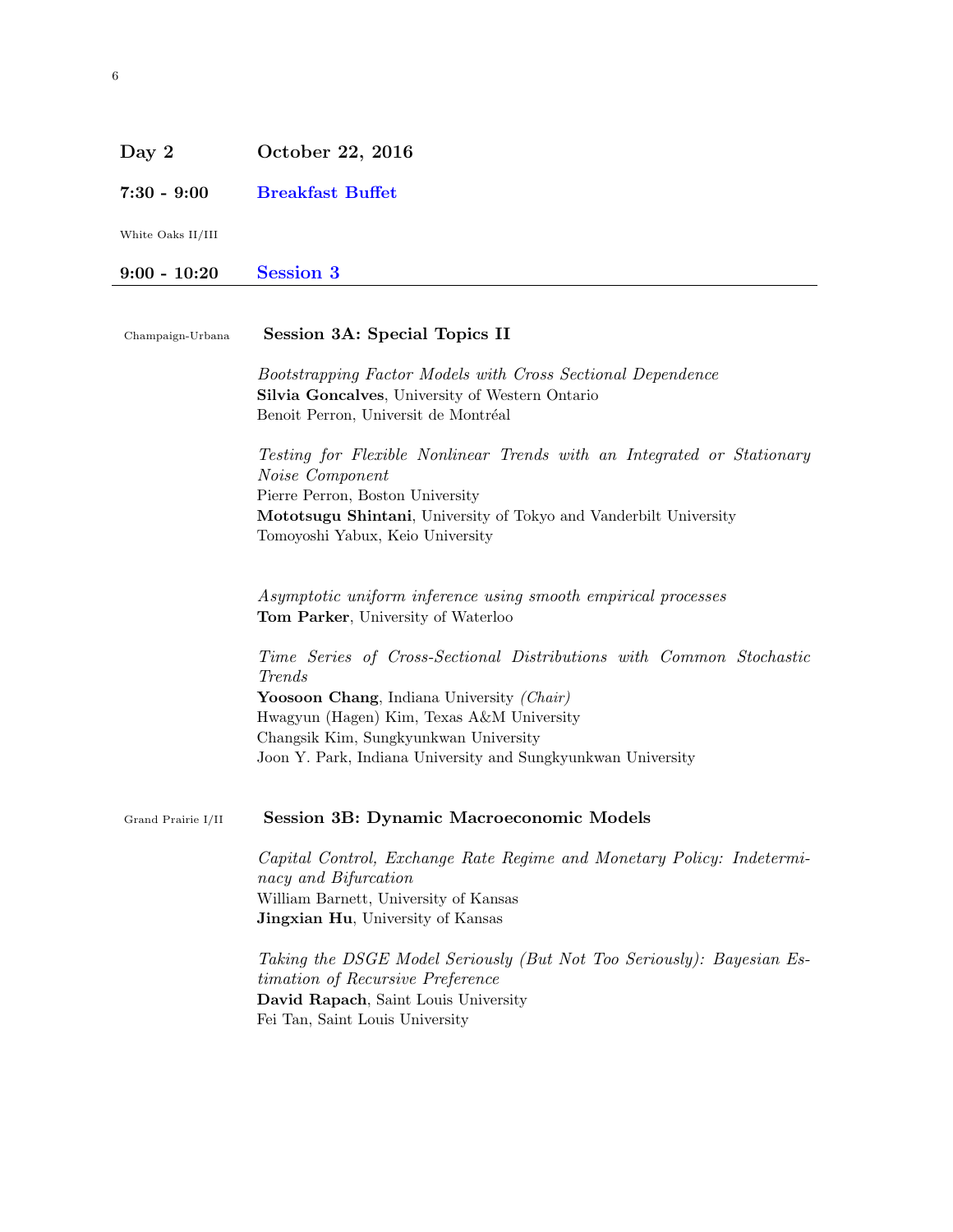## Day 2 — October 22, 2016

**7:30 - 9:00** — **Breakfast Buffet**

White Oaks II/III

## 9:00 - 10:20 — Session 3

---

Champaign-Urbana

### Session 3A: Special Topics II

*Bootstrapping Factor Models with Cross Sectional Dependence*
**Silvia Goncalves**, University of Western Ontario
Benoit Perron, Universit de Montréal

*Testing for Flexible Nonlinear Trends with an Integrated or Stationary Noise Component*
Pierre Perron, Boston University
**Mototsugu Shintani**, University of Tokyo and Vanderbilt University
Tomoyoshi Yabux, Keio University

*Asymptotic uniform inference using smooth empirical processes*
**Tom Parker**, University of Waterloo

*Time Series of Cross-Sectional Distributions with Common Stochastic Trends*
**Yoosoon Chang**, Indiana University *(Chair)*
Hwagyun (Hagen) Kim, Texas A&M University
Changsik Kim, Sungkyunkwan University
Joon Y. Park, Indiana University and Sungkyunkwan University

Grand Prairie I/II

### Session 3B: Dynamic Macroeconomic Models

*Capital Control, Exchange Rate Regime and Monetary Policy: Indeterminacy and Bifurcation*
William Barnett, University of Kansas
**Jingxian Hu**, University of Kansas

*Taking the DSGE Model Seriously (But Not Too Seriously): Bayesian Estimation of Recursive Preference*
**David Rapach**, Saint Louis University
Fei Tan, Saint Louis University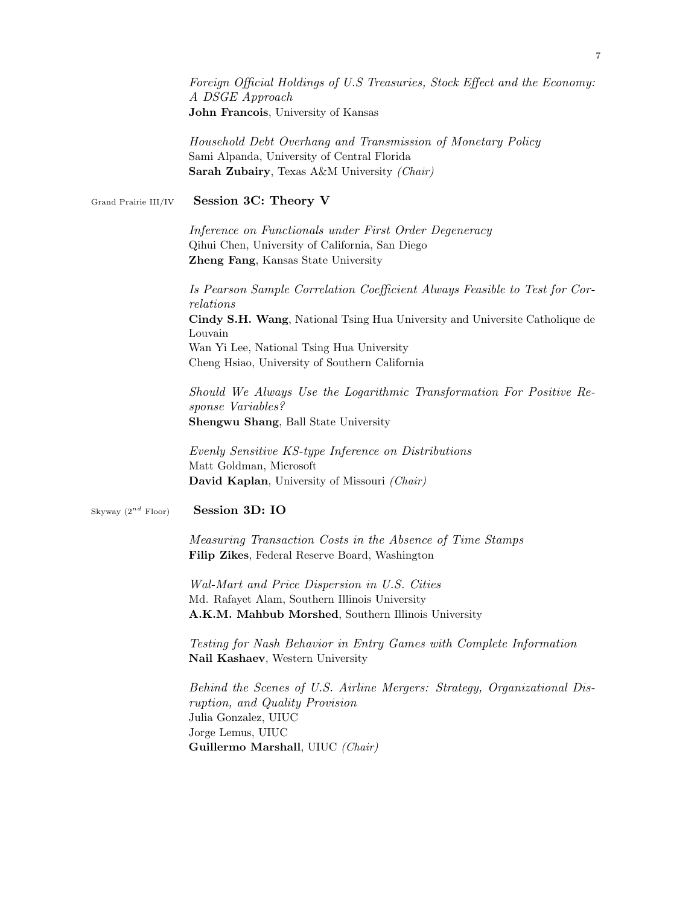*Foreign Official Holdings of U.S Treasuries, Stock Effect and the Economy: A DSGE Approach*
**John Francois**, University of Kansas

*Household Debt Overhang and Transmission of Monetary Policy*
Sami Alpanda, University of Central Florida
**Sarah Zubairy**, Texas A&M University *(Chair)*

Grand Prairie III/IV

## Session 3C: Theory V

*Inference on Functionals under First Order Degeneracy*
Qihui Chen, University of California, San Diego
**Zheng Fang**, Kansas State University

*Is Pearson Sample Correlation Coefficient Always Feasible to Test for Correlations*
**Cindy S.H. Wang**, National Tsing Hua University and Universite Catholique de Louvain
Wan Yi Lee, National Tsing Hua University
Cheng Hsiao, University of Southern California

*Should We Always Use the Logarithmic Transformation For Positive Response Variables?*
**Shengwu Shang**, Ball State University

*Evenly Sensitive KS-type Inference on Distributions*
Matt Goldman, Microsoft
**David Kaplan**, University of Missouri *(Chair)*

Skyway ($2^{nd}$ Floor)

## Session 3D: IO

*Measuring Transaction Costs in the Absence of Time Stamps*
**Filip Zikes**, Federal Reserve Board, Washington

*Wal-Mart and Price Dispersion in U.S. Cities*
Md. Rafayet Alam, Southern Illinois University
**A.K.M. Mahbub Morshed**, Southern Illinois University

*Testing for Nash Behavior in Entry Games with Complete Information*
**Nail Kashaev**, Western University

*Behind the Scenes of U.S. Airline Mergers: Strategy, Organizational Disruption, and Quality Provision*
Julia Gonzalez, UIUC
Jorge Lemus, UIUC
**Guillermo Marshall**, UIUC *(Chair)*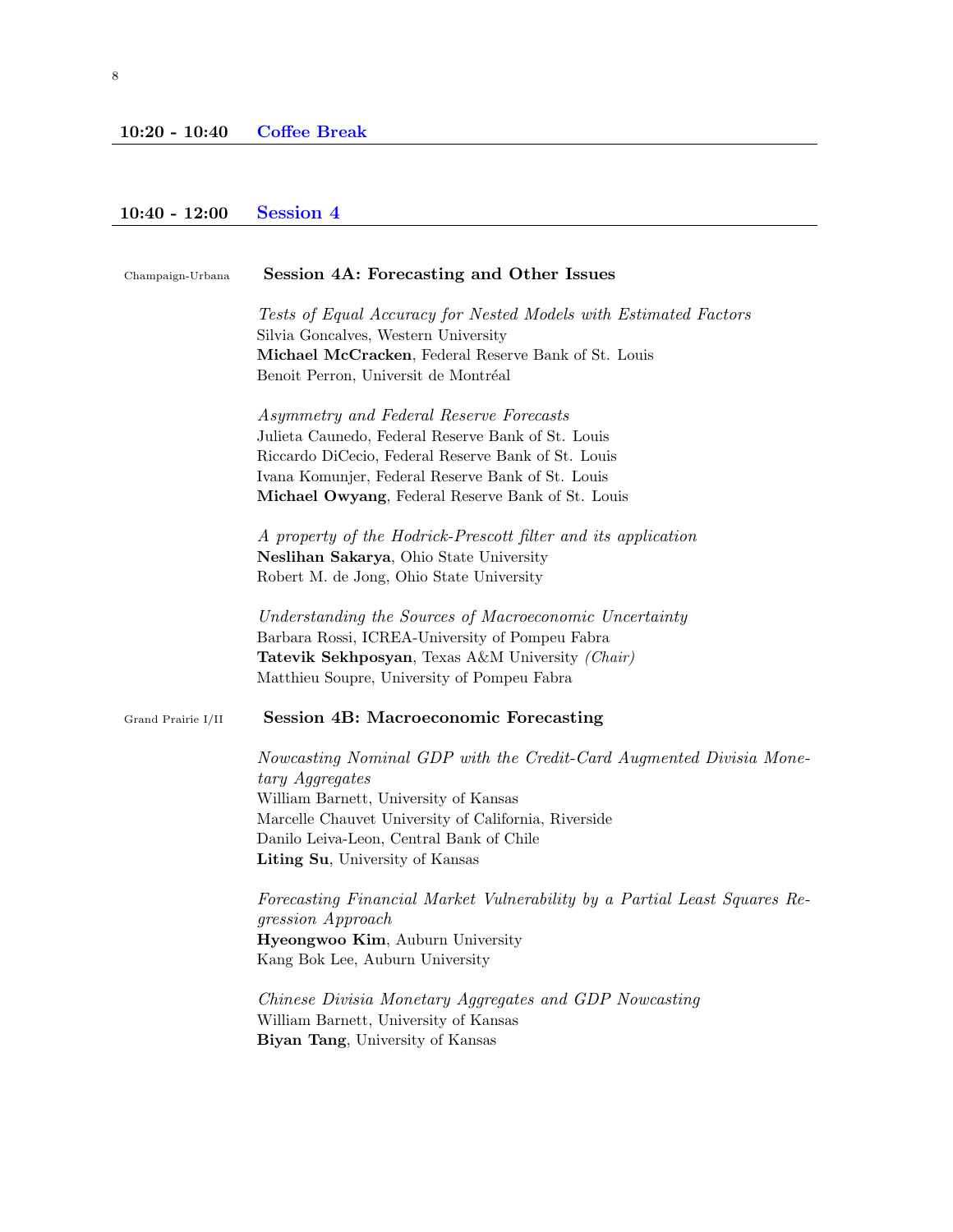## 10:20 - 10:40 Coffee Break

## 10:40 - 12:00 Session 4

Champaign-Urbana

### Session 4A: Forecasting and Other Issues

*Tests of Equal Accuracy for Nested Models with Estimated Factors*
Silvia Goncalves, Western University
**Michael McCracken**, Federal Reserve Bank of St. Louis
Benoit Perron, Universit de Montréal

*Asymmetry and Federal Reserve Forecasts*
Julieta Caunedo, Federal Reserve Bank of St. Louis
Riccardo DiCecio, Federal Reserve Bank of St. Louis
Ivana Komunjer, Federal Reserve Bank of St. Louis
**Michael Owyang**, Federal Reserve Bank of St. Louis

*A property of the Hodrick-Prescott filter and its application*
**Neslihan Sakarya**, Ohio State University
Robert M. de Jong, Ohio State University

*Understanding the Sources of Macroeconomic Uncertainty*
Barbara Rossi, ICREA-University of Pompeu Fabra
**Tatevik Sekhposyan**, Texas A&M University *(Chair)*
Matthieu Soupre, University of Pompeu Fabra

Grand Prairie I/II

### Session 4B: Macroeconomic Forecasting

*Nowcasting Nominal GDP with the Credit-Card Augmented Divisia Monetary Aggregates*
William Barnett, University of Kansas
Marcelle Chauvet University of California, Riverside
Danilo Leiva-Leon, Central Bank of Chile
**Liting Su**, University of Kansas

*Forecasting Financial Market Vulnerability by a Partial Least Squares Regression Approach*
**Hyeongwoo Kim**, Auburn University
Kang Bok Lee, Auburn University

*Chinese Divisia Monetary Aggregates and GDP Nowcasting*
William Barnett, University of Kansas
**Biyan Tang**, University of Kansas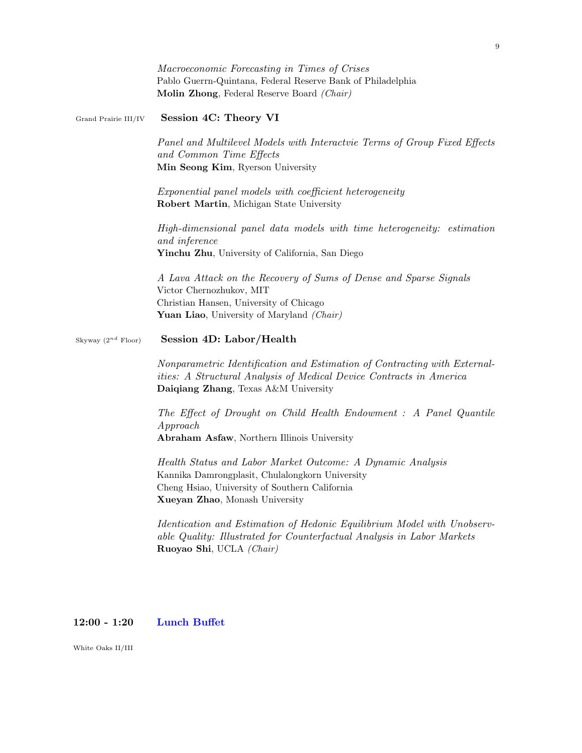*Macroeconomic Forecasting in Times of Crises*
Pablo Guerrn-Quintana, Federal Reserve Bank of Philadelphia
**Molin Zhong**, Federal Reserve Board *(Chair)*

Grand Prairie III/IV

### Session 4C: Theory VI

*Panel and Multilevel Models with Interactvie Terms of Group Fixed Effects and Common Time Effects*
**Min Seong Kim**, Ryerson University

*Exponential panel models with coefficient heterogeneity*
**Robert Martin**, Michigan State University

*High-dimensional panel data models with time heterogeneity: estimation and inference*
**Yinchu Zhu**, University of California, San Diego

*A Lava Attack on the Recovery of Sums of Dense and Sparse Signals*
Victor Chernozhukov, MIT
Christian Hansen, University of Chicago
**Yuan Liao**, University of Maryland *(Chair)*

Skyway (2nd Floor)

### Session 4D: Labor/Health

*Nonparametric Identification and Estimation of Contracting with Externalities: A Structural Analysis of Medical Device Contracts in America*
**Daiqiang Zhang**, Texas A&M University

*The Effect of Drought on Child Health Endowment : A Panel Quantile Approach*
**Abraham Asfaw**, Northern Illinois University

*Health Status and Labor Market Outcome: A Dynamic Analysis*
Kannika Damrongplasit, Chulalongkorn University
Cheng Hsiao, University of Southern California
**Xueyan Zhao**, Monash University

*Identication and Estimation of Hedonic Equilibrium Model with Unobservable Quality: Illustrated for Counterfactual Analysis in Labor Markets*
**Ruoyao Shi**, UCLA *(Chair)*

**12:00 - 1:20** **Lunch Buffet**

White Oaks II/III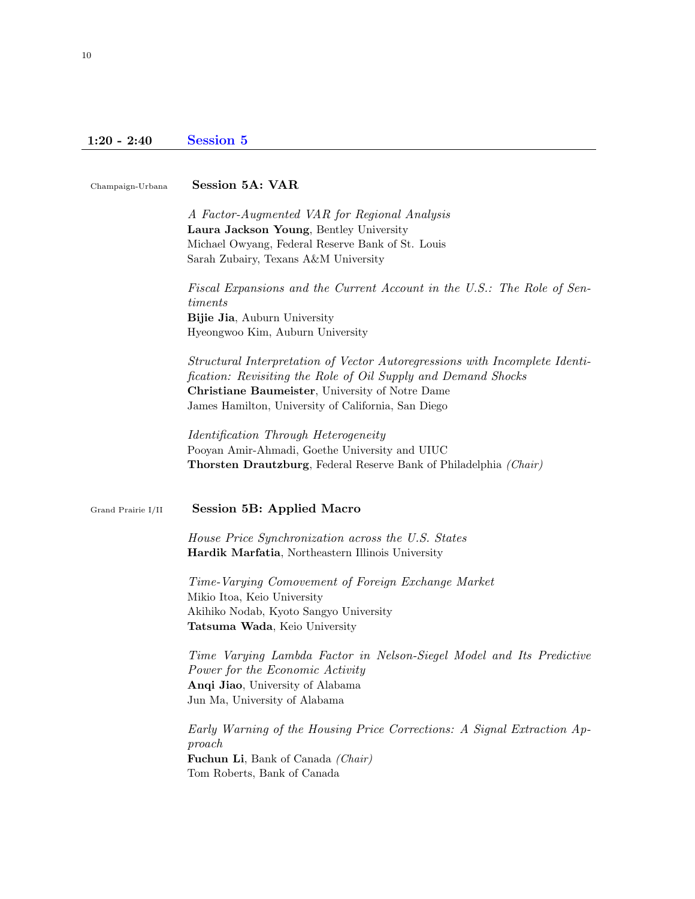## 1:20 - 2:40 Session 5

Champaign-Urbana

### Session 5A: VAR

*A Factor-Augmented VAR for Regional Analysis*
**Laura Jackson Young**, Bentley University
Michael Owyang, Federal Reserve Bank of St. Louis
Sarah Zubairy, Texans A&M University

*Fiscal Expansions and the Current Account in the U.S.: The Role of Sentiments*
**Bijie Jia**, Auburn University
Hyeongwoo Kim, Auburn University

*Structural Interpretation of Vector Autoregressions with Incomplete Identification: Revisiting the Role of Oil Supply and Demand Shocks*
**Christiane Baumeister**, University of Notre Dame
James Hamilton, University of California, San Diego

*Identification Through Heterogeneity*
Pooyan Amir-Ahmadi, Goethe University and UIUC
**Thorsten Drautzburg**, Federal Reserve Bank of Philadelphia *(Chair)*

Grand Prairie I/II

### Session 5B: Applied Macro

*House Price Synchronization across the U.S. States*
**Hardik Marfatia**, Northeastern Illinois University

*Time-Varying Comovement of Foreign Exchange Market*
Mikio Itoa, Keio University
Akihiko Nodab, Kyoto Sangyo University
**Tatsuma Wada**, Keio University

*Time Varying Lambda Factor in Nelson-Siegel Model and Its Predictive Power for the Economic Activity*
**Anqi Jiao**, University of Alabama
Jun Ma, University of Alabama

*Early Warning of the Housing Price Corrections: A Signal Extraction Approach*
**Fuchun Li**, Bank of Canada *(Chair)*
Tom Roberts, Bank of Canada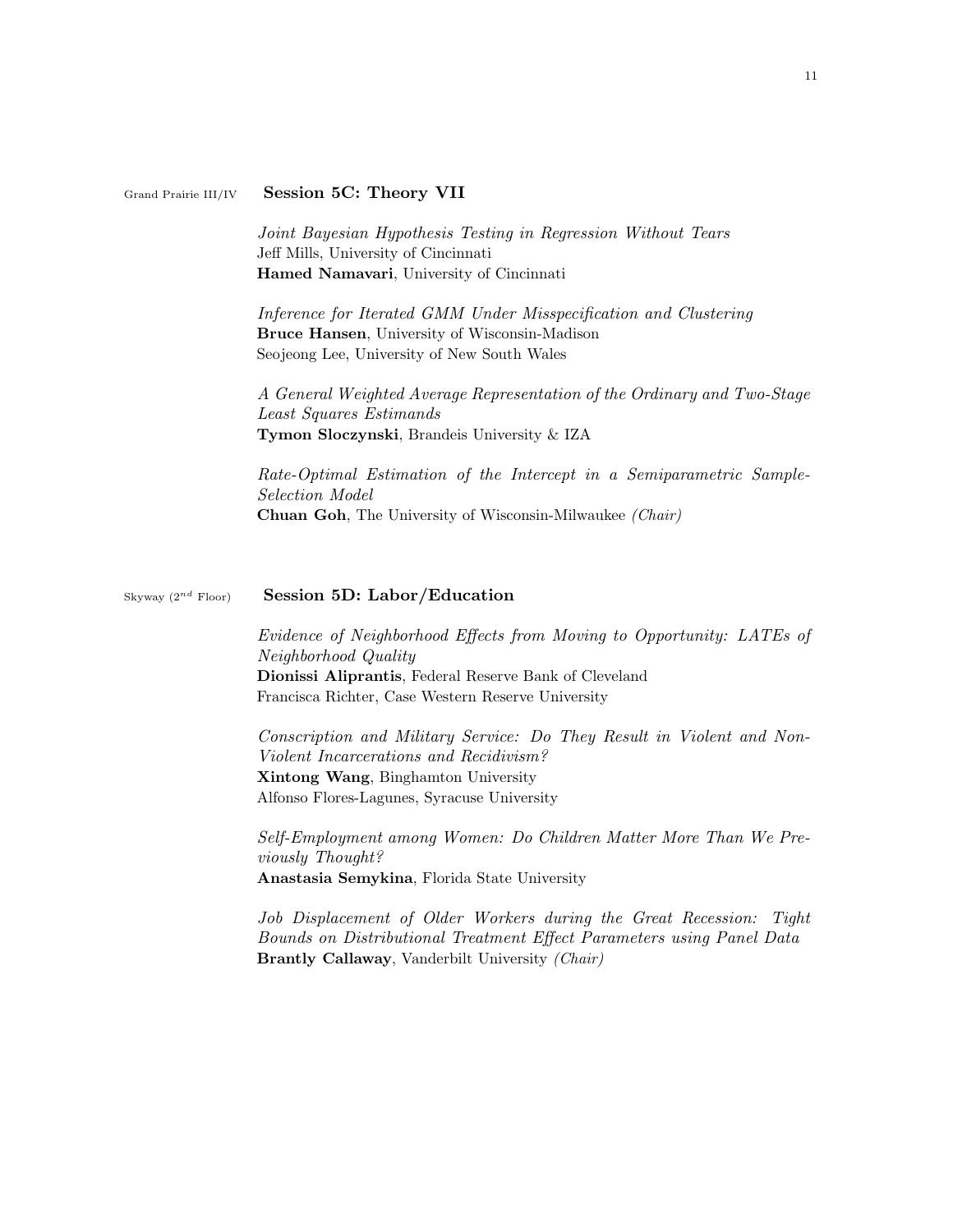Grand Prairie III/IV

## Session 5C: Theory VII

*Joint Bayesian Hypothesis Testing in Regression Without Tears*
Jeff Mills, University of Cincinnati
**Hamed Namavari**, University of Cincinnati

*Inference for Iterated GMM Under Misspecification and Clustering*
**Bruce Hansen**, University of Wisconsin-Madison
Seojeong Lee, University of New South Wales

*A General Weighted Average Representation of the Ordinary and Two-Stage Least Squares Estimands*
**Tymon Sloczynski**, Brandeis University & IZA

*Rate-Optimal Estimation of the Intercept in a Semiparametric Sample-Selection Model*
**Chuan Goh**, The University of Wisconsin-Milwaukee *(Chair)*

Skyway (2nd Floor)

## Session 5D: Labor/Education

*Evidence of Neighborhood Effects from Moving to Opportunity: LATEs of Neighborhood Quality*
**Dionissi Aliprantis**, Federal Reserve Bank of Cleveland
Francisca Richter, Case Western Reserve University

*Conscription and Military Service: Do They Result in Violent and Non-Violent Incarcerations and Recidivism?*
**Xintong Wang**, Binghamton University
Alfonso Flores-Lagunes, Syracuse University

*Self-Employment among Women: Do Children Matter More Than We Previously Thought?*
**Anastasia Semykina**, Florida State University

*Job Displacement of Older Workers during the Great Recession: Tight Bounds on Distributional Treatment Effect Parameters using Panel Data*
**Brantly Callaway**, Vanderbilt University *(Chair)*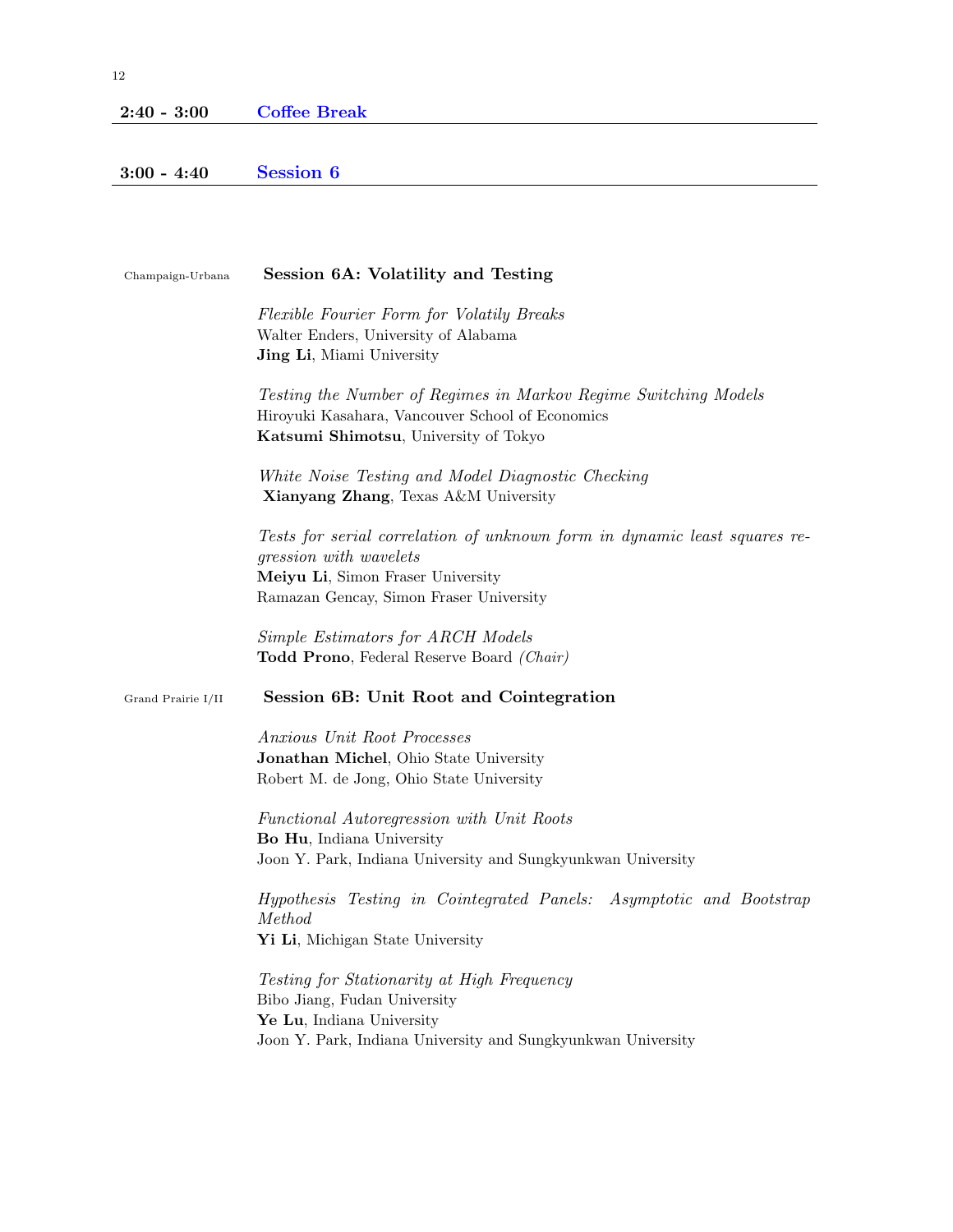**2:40 - 3:00** **Coffee Break**

---

**3:00 - 4:40** **Session 6**

---

Champaign-Urbana

### Session 6A: Volatility and Testing

*Flexible Fourier Form for Volatily Breaks*
Walter Enders, University of Alabama
**Jing Li**, Miami University

*Testing the Number of Regimes in Markov Regime Switching Models*
Hiroyuki Kasahara, Vancouver School of Economics
**Katsumi Shimotsu**, University of Tokyo

*White Noise Testing and Model Diagnostic Checking*
**Xianyang Zhang**, Texas A&M University

*Tests for serial correlation of unknown form in dynamic least squares regression with wavelets*
**Meiyu Li**, Simon Fraser University
Ramazan Gencay, Simon Fraser University

*Simple Estimators for ARCH Models*
**Todd Prono**, Federal Reserve Board *(Chair)*

Grand Prairie I/II

### Session 6B: Unit Root and Cointegration

*Anxious Unit Root Processes*
**Jonathan Michel**, Ohio State University
Robert M. de Jong, Ohio State University

*Functional Autoregression with Unit Roots*
**Bo Hu**, Indiana University
Joon Y. Park, Indiana University and Sungkyunkwan University

*Hypothesis Testing in Cointegrated Panels: Asymptotic and Bootstrap Method*
**Yi Li**, Michigan State University

*Testing for Stationarity at High Frequency*
Bibo Jiang, Fudan University
**Ye Lu**, Indiana University
Joon Y. Park, Indiana University and Sungkyunkwan University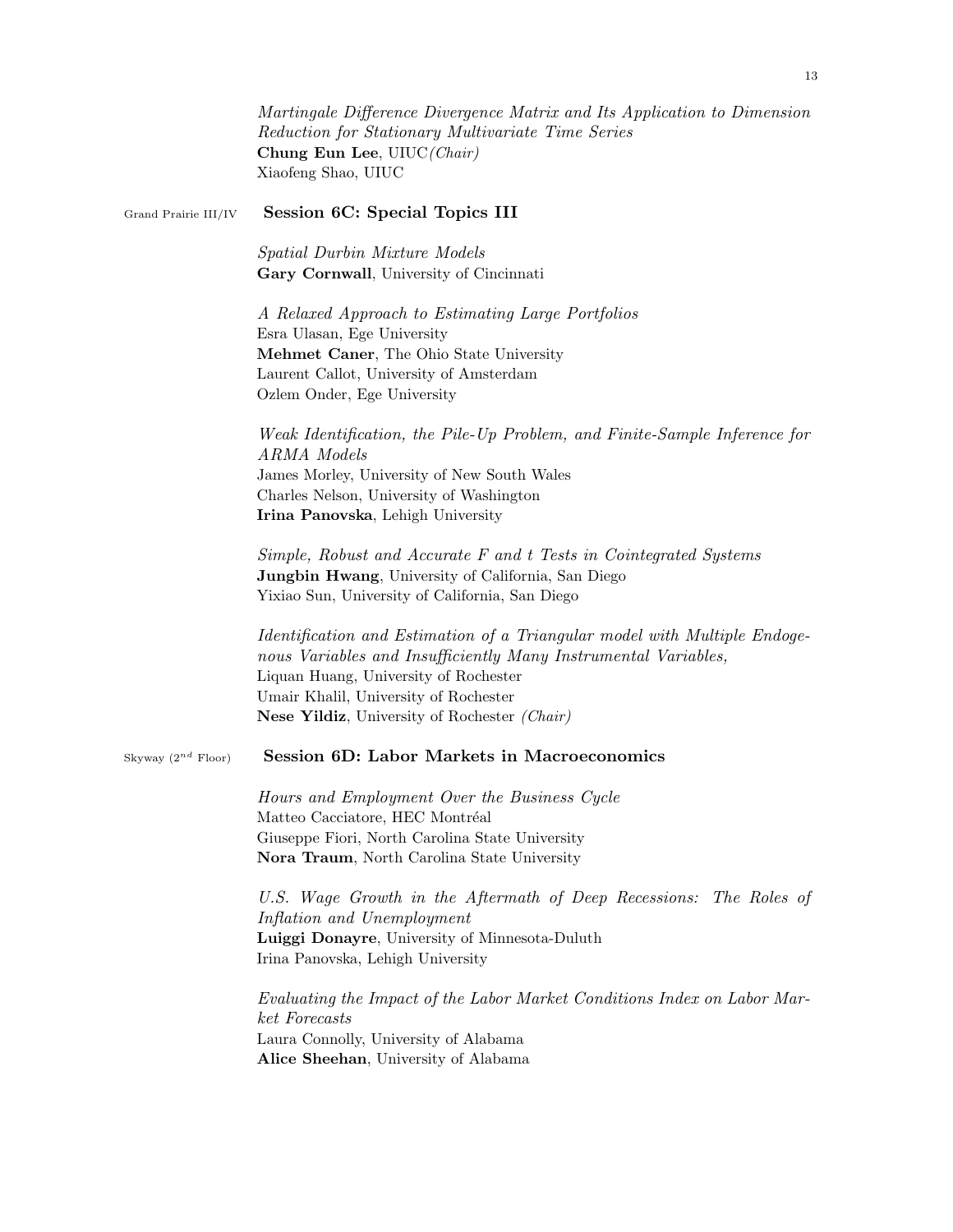*Martingale Difference Divergence Matrix and Its Application to Dimension Reduction for Stationary Multivariate Time Series*
**Chung Eun Lee**, UIUC *(Chair)*
Xiaofeng Shao, UIUC

Grand Prairie III/IV

## Session 6C: Special Topics III

*Spatial Durbin Mixture Models*
**Gary Cornwall**, University of Cincinnati

*A Relaxed Approach to Estimating Large Portfolios*
Esra Ulasan, Ege University
**Mehmet Caner**, The Ohio State University
Laurent Callot, University of Amsterdam
Ozlem Onder, Ege University

*Weak Identification, the Pile-Up Problem, and Finite-Sample Inference for ARMA Models*
James Morley, University of New South Wales
Charles Nelson, University of Washington
**Irina Panovska**, Lehigh University

*Simple, Robust and Accurate F and t Tests in Cointegrated Systems*
**Jungbin Hwang**, University of California, San Diego
Yixiao Sun, University of California, San Diego

*Identification and Estimation of a Triangular model with Multiple Endogenous Variables and Insufficiently Many Instrumental Variables,*
Liquan Huang, University of Rochester
Umair Khalil, University of Rochester
**Nese Yildiz**, University of Rochester *(Chair)*

Skyway ($2^{nd}$ Floor)

## Session 6D: Labor Markets in Macroeconomics

*Hours and Employment Over the Business Cycle*
Matteo Cacciatore, HEC Montréal
Giuseppe Fiori, North Carolina State University
**Nora Traum**, North Carolina State University

*U.S. Wage Growth in the Aftermath of Deep Recessions: The Roles of Inflation and Unemployment*
**Luiggi Donayre**, University of Minnesota-Duluth
Irina Panovska, Lehigh University

*Evaluating the Impact of the Labor Market Conditions Index on Labor Market Forecasts*
Laura Connolly, University of Alabama
**Alice Sheehan**, University of Alabama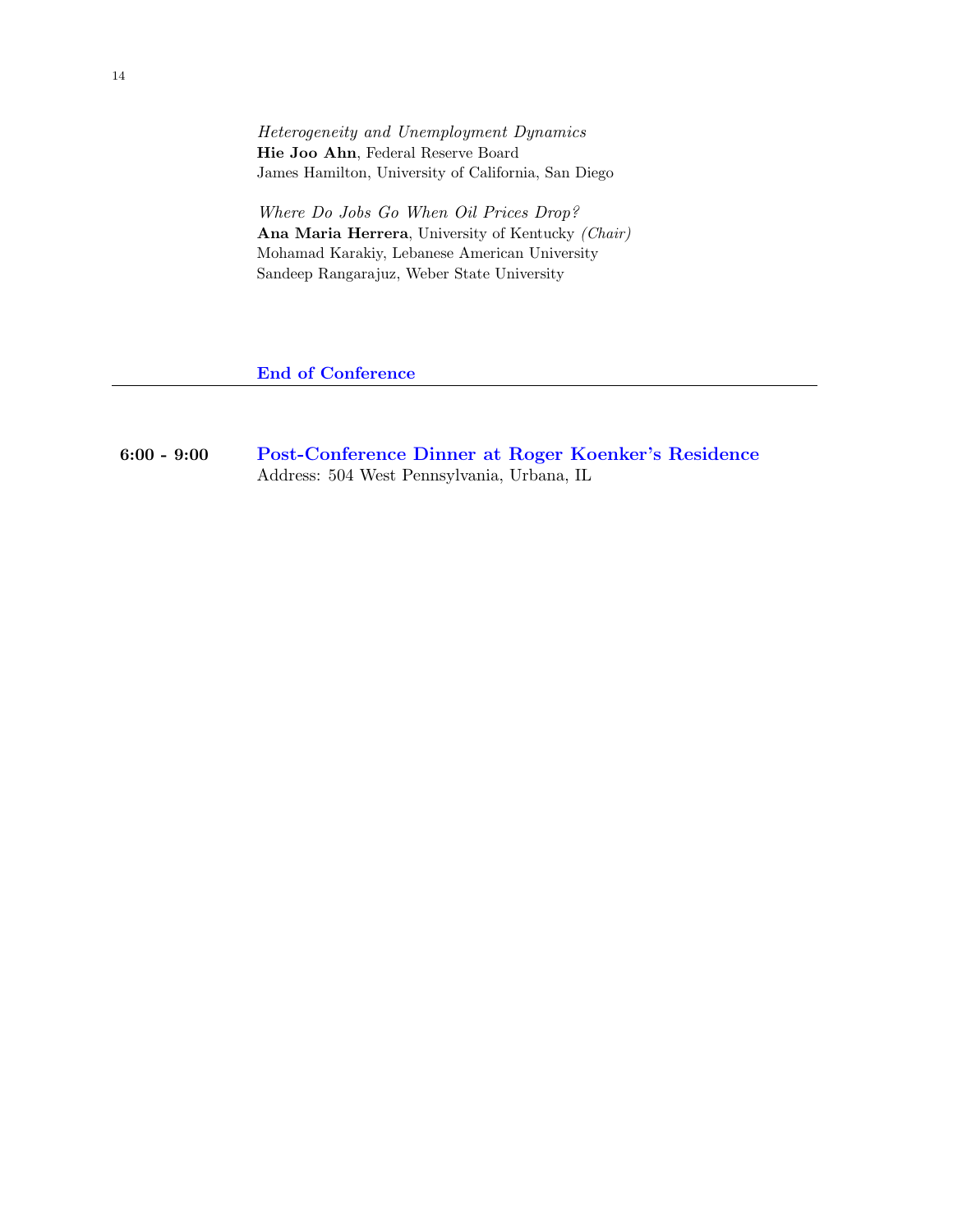*Heterogeneity and Unemployment Dynamics*
**Hie Joo Ahn**, Federal Reserve Board
James Hamilton, University of California, San Diego

*Where Do Jobs Go When Oil Prices Drop?*
**Ana Maria Herrera**, University of Kentucky *(Chair)*
Mohamad Karakiy, Lebanese American University
Sandeep Rangarajuz, Weber State University

**End of Conference**

---

**6:00 - 9:00** **Post-Conference Dinner at Roger Koenker's Residence**
Address: 504 West Pennsylvania, Urbana, IL